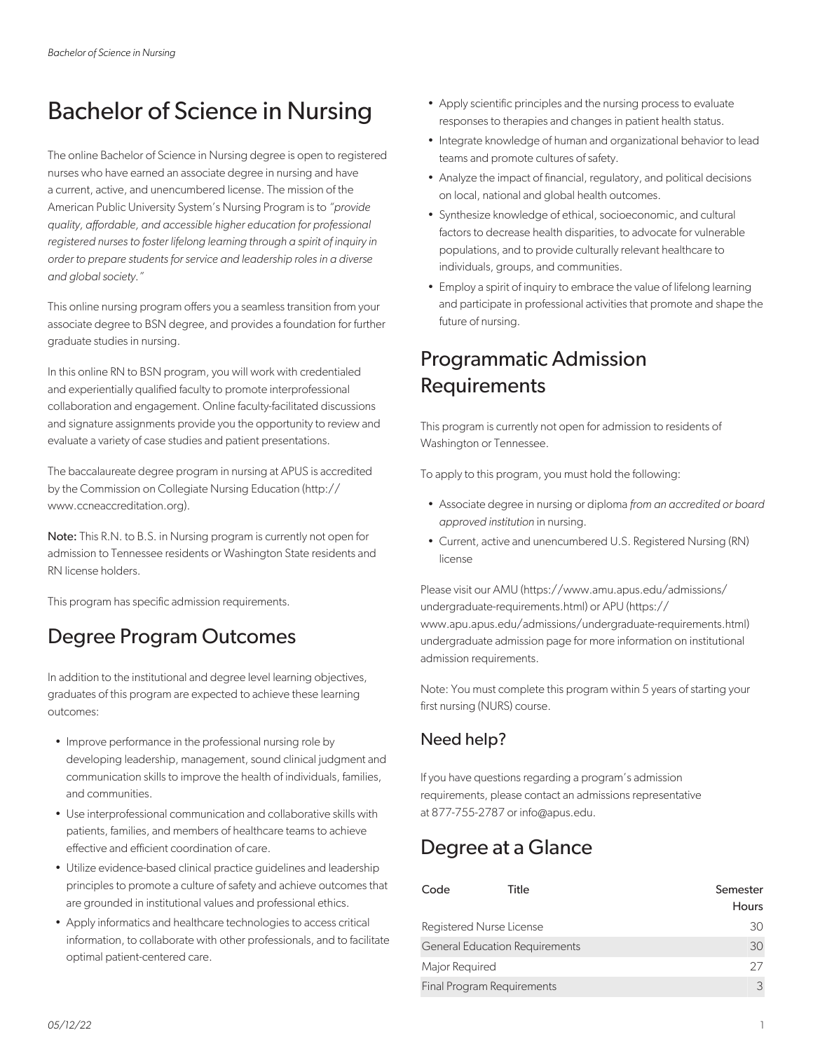# Bachelor of Science in Nursing

The online Bachelor of Science in Nursing degree is open to registered nurses who have earned an associate degree in nursing and have a current, active, and unencumbered license. The mission of the American Public University System's Nursing Program is to *"provide quality, affordable, and accessible higher education for professional registered nurses to foster lifelong learning through a spirit of inquiry in order to prepare students for service and leadership roles in a diverse and global society."*

This online nursing program offers you a seamless transition from your associate degree to BSN degree, and provides a foundation for further graduate studies in nursing.

In this online RN to BSN program, you will work with credentialed and experientially qualified faculty to promote interprofessional collaboration and engagement. Online faculty-facilitated discussions and signature assignments provide you the opportunity to review and evaluate a variety of case studies and patient presentations.

The baccalaureate degree program in nursing at APUS is accredited by the Commission on Collegiate Nursing Education (http://www.ccneaccreditation.org).

**Note:** This R.N. to B.S. in Nursing program is currently not open for admission to Tennessee residents or Washington State residents and RN license holders.

This program has specific admission requirements.

## Degree Program Outcomes

In addition to the institutional and degree level learning objectives, graduates of this program are expected to achieve these learning outcomes:

- Improve performance in the professional nursing role by developing leadership, management, sound clinical judgment and communication skills to improve the health of individuals, families, and communities.
- Use interprofessional communication and collaborative skills with patients, families, and members of healthcare teams to achieve effective and efficient coordination of care.
- Utilize evidence-based clinical practice guidelines and leadership principles to promote a culture of safety and achieve outcomes that are grounded in institutional values and professional ethics.
- Apply informatics and healthcare technologies to access critical information, to collaborate with other professionals, and to facilitate optimal patient-centered care.
- Apply scientific principles and the nursing process to evaluate responses to therapies and changes in patient health status.
- Integrate knowledge of human and organizational behavior to lead teams and promote cultures of safety.
- Analyze the impact of financial, regulatory, and political decisions on local, national and global health outcomes.
- Synthesize knowledge of ethical, socioeconomic, and cultural factors to decrease health disparities, to advocate for vulnerable populations, and to provide culturally relevant healthcare to individuals, groups, and communities.
- Employ a spirit of inquiry to embrace the value of lifelong learning and participate in professional activities that promote and shape the future of nursing.

## Programmatic Admission Requirements

This program is currently not open for admission to residents of Washington or Tennessee.

To apply to this program, you must hold the following:

- Associate degree in nursing or diploma *from an accredited or board approved institution* in nursing.
- Current, active and unencumbered U.S. Registered Nursing (RN) license

Please visit our AMU (https://www.amu.apus.edu/admissions/undergraduate-requirements.html) or APU (https://www.apu.apus.edu/admissions/undergraduate-requirements.html) undergraduate admission page for more information on institutional admission requirements.

Note: You must complete this program within 5 years of starting your first nursing (NURS) course.

### Need help?

If you have questions regarding a program's admission requirements, please contact an admissions representative at 877-755-2787 or info@apus.edu.

## Degree at a Glance

| Code | Title | Semester Hours |
|---|---|---|
| Registered Nurse License | | 30 |
| General Education Requirements | | 30 |
| Major Required | | 27 |
| Final Program Requirements | | 3 |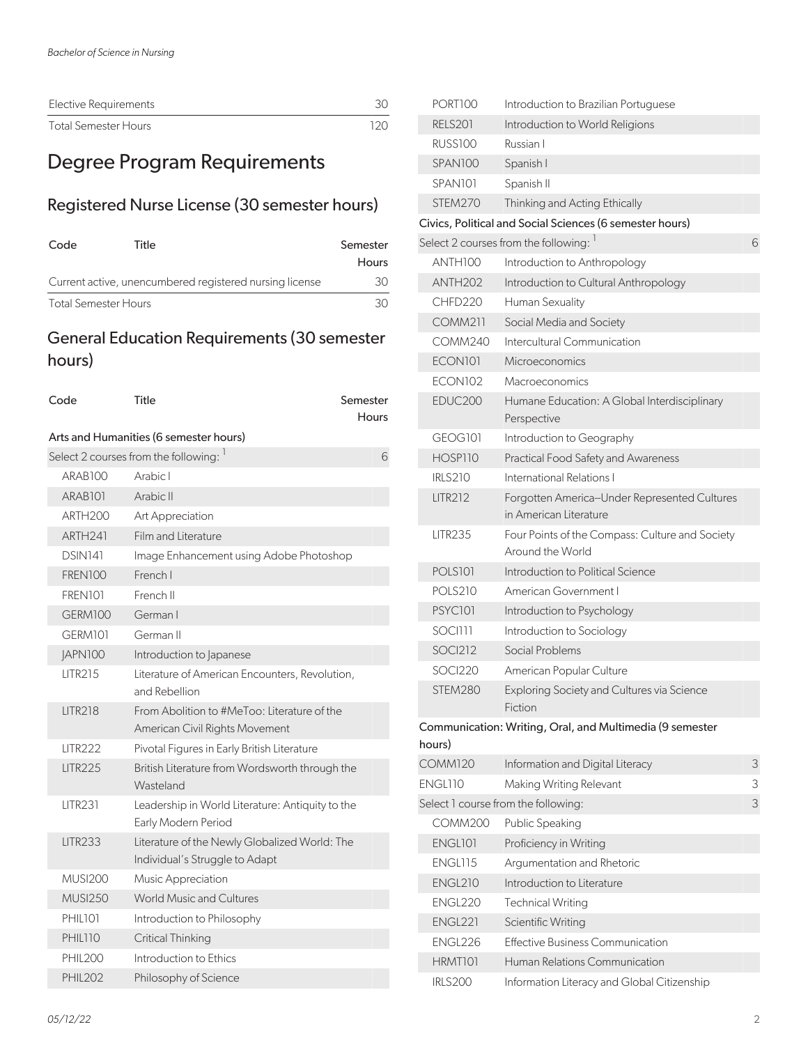| | |
|---|---|
| Elective Requirements | 30 |
| Total Semester Hours | 120 |

# Degree Program Requirements

## Registered Nurse License (30 semester hours)

| Code | Title | Semester Hours |
|---|---|---|
| Current active, unencumbered registered nursing license | | 30 |
| Total Semester Hours | | 30 |

## General Education Requirements (30 semester hours)

| Code | Title | Semester Hours |
|---|---|---|
| **Arts and Humanities (6 semester hours)** | | |
| Select 2 courses from the following: [1] | | 6 |
| ARAB100 | Arabic I | |
| ARAB101 | Arabic II | |
| ARTH200 | Art Appreciation | |
| ARTH241 | Film and Literature | |
| DSIN141 | Image Enhancement using Adobe Photoshop | |
| FREN100 | French I | |
| FREN101 | French II | |
| GERM100 | German I | |
| GERM101 | German II | |
| JAPN100 | Introduction to Japanese | |
| LITR215 | Literature of American Encounters, Revolution, and Rebellion | |
| LITR218 | From Abolition to #MeToo: Literature of the American Civil Rights Movement | |
| LITR222 | Pivotal Figures in Early British Literature | |
| LITR225 | British Literature from Wordsworth through the Wasteland | |
| LITR231 | Leadership in World Literature: Antiquity to the Early Modern Period | |
| LITR233 | Literature of the Newly Globalized World: The Individual's Struggle to Adapt | |
| MUSI200 | Music Appreciation | |
| MUSI250 | World Music and Cultures | |
| PHIL101 | Introduction to Philosophy | |
| PHIL110 | Critical Thinking | |
| PHIL200 | Introduction to Ethics | |
| PHIL202 | Philosophy of Science | |
| PORT100 | Introduction to Brazilian Portuguese | |
| RELS201 | Introduction to World Religions | |
| RUSS100 | Russian I | |
| SPAN100 | Spanish I | |
| SPAN101 | Spanish II | |
| STEM270 | Thinking and Acting Ethically | |
| **Civics, Political and Social Sciences (6 semester hours)** | | |
| Select 2 courses from the following: [1] | | 6 |
| ANTH100 | Introduction to Anthropology | |
| ANTH202 | Introduction to Cultural Anthropology | |
| CHFD220 | Human Sexuality | |
| COMM211 | Social Media and Society | |
| COMM240 | Intercultural Communication | |
| ECON101 | Microeconomics | |
| ECON102 | Macroeconomics | |
| EDUC200 | Humane Education: A Global Interdisciplinary Perspective | |
| GEOG101 | Introduction to Geography | |
| HOSP110 | Practical Food Safety and Awareness | |
| IRLS210 | International Relations I | |
| LITR212 | Forgotten America--Under Represented Cultures in American Literature | |
| LITR235 | Four Points of the Compass: Culture and Society Around the World | |
| POLS101 | Introduction to Political Science | |
| POLS210 | American Government I | |
| PSYC101 | Introduction to Psychology | |
| SOCI111 | Introduction to Sociology | |
| SOCI212 | Social Problems | |
| SOCI220 | American Popular Culture | |
| STEM280 | Exploring Society and Cultures via Science Fiction | |
| **Communication: Writing, Oral, and Multimedia (9 semester hours)** | | |
| COMM120 | Information and Digital Literacy | 3 |
| ENGL110 | Making Writing Relevant | 3 |
| Select 1 course from the following: | | 3 |
| COMM200 | Public Speaking | |
| ENGL101 | Proficiency in Writing | |
| ENGL115 | Argumentation and Rhetoric | |
| ENGL210 | Introduction to Literature | |
| ENGL220 | Technical Writing | |
| ENGL221 | Scientific Writing | |
| ENGL226 | Effective Business Communication | |
| HRMT101 | Human Relations Communication | |
| IRLS200 | Information Literacy and Global Citizenship | |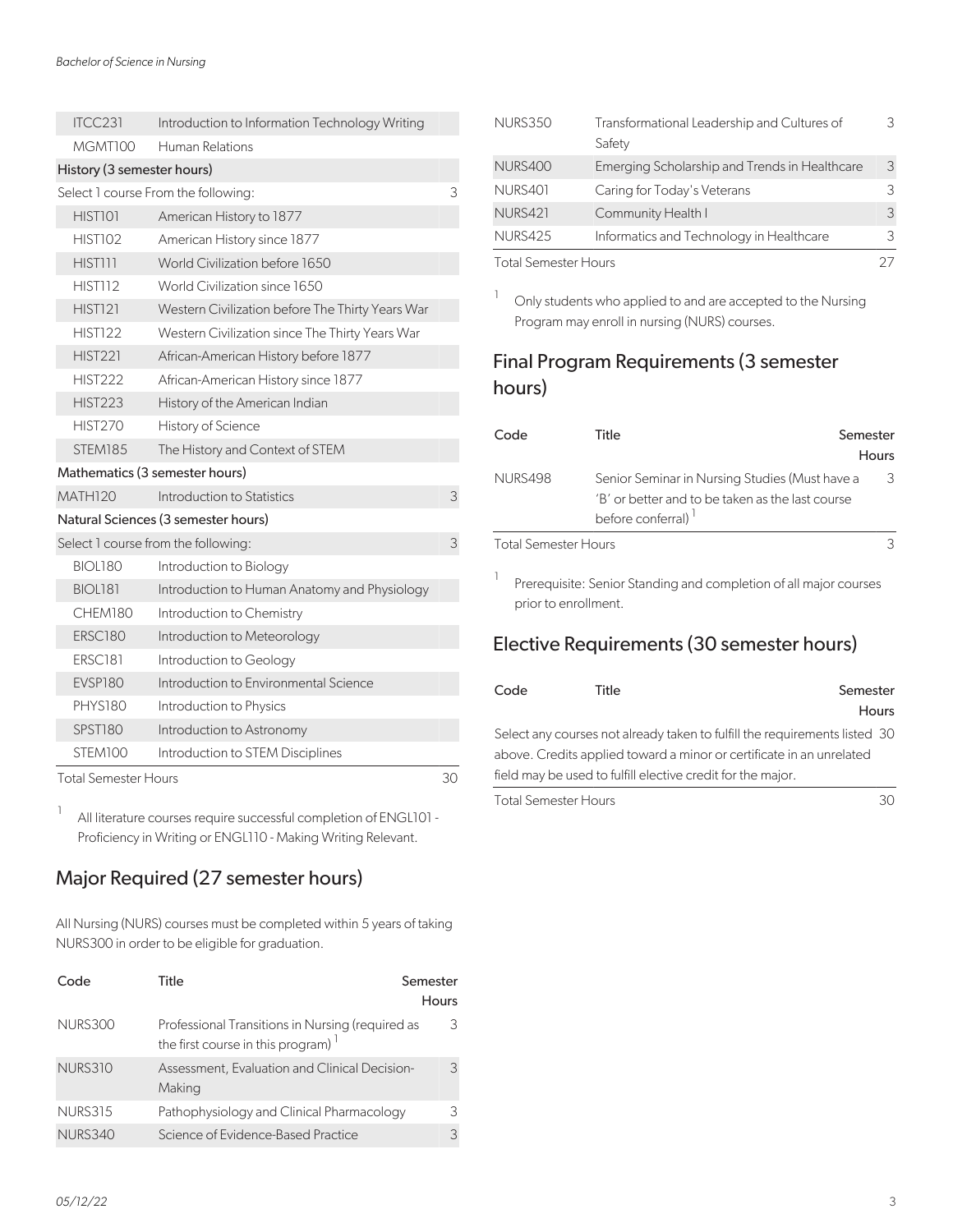| | | |
|---|---|---|
| ITCC231 | Introduction to Information Technology Writing | |
| MGMT100 | Human Relations | |
| **History (3 semester hours)** | | |
| Select 1 course From the following: | | 3 |
| HIST101 | American History to 1877 | |
| HIST102 | American History since 1877 | |
| HIST111 | World Civilization before 1650 | |
| HIST112 | World Civilization since 1650 | |
| HIST121 | Western Civilization before The Thirty Years War | |
| HIST122 | Western Civilization since The Thirty Years War | |
| HIST221 | African-American History before 1877 | |
| HIST222 | African-American History since 1877 | |
| HIST223 | History of the American Indian | |
| HIST270 | History of Science | |
| STEM185 | The History and Context of STEM | |
| **Mathematics (3 semester hours)** | | |
| MATH120 | Introduction to Statistics | 3 |
| **Natural Sciences (3 semester hours)** | | |
| Select 1 course from the following: | | 3 |
| BIOL180 | Introduction to Biology | |
| BIOL181 | Introduction to Human Anatomy and Physiology | |
| CHEM180 | Introduction to Chemistry | |
| ERSC180 | Introduction to Meteorology | |
| ERSC181 | Introduction to Geology | |
| EVSP180 | Introduction to Environmental Science | |
| PHYS180 | Introduction to Physics | |
| SPST180 | Introduction to Astronomy | |
| STEM100 | Introduction to STEM Disciplines | |
| Total Semester Hours | | 30 |

[1] All literature courses require successful completion of ENGL101 - Proficiency in Writing or ENGL110 - Making Writing Relevant.

## Major Required (27 semester hours)

All Nursing (NURS) courses must be completed within 5 years of taking NURS300 in order to be eligible for graduation.

| Code | Title | Semester Hours |
|---|---|---|
| NURS300 | Professional Transitions in Nursing (required as the first course in this program) [1] | 3 |
| NURS310 | Assessment, Evaluation and Clinical Decision-Making | 3 |
| NURS315 | Pathophysiology and Clinical Pharmacology | 3 |
| NURS340 | Science of Evidence-Based Practice | 3 |
| NURS350 | Transformational Leadership and Cultures of Safety | 3 |
| NURS400 | Emerging Scholarship and Trends in Healthcare | 3 |
| NURS401 | Caring for Today's Veterans | 3 |
| NURS421 | Community Health I | 3 |
| NURS425 | Informatics and Technology in Healthcare | 3 |
| Total Semester Hours | | 27 |

[1] Only students who applied to and are accepted to the Nursing Program may enroll in nursing (NURS) courses.

## Final Program Requirements (3 semester hours)

| Code | Title | Semester Hours |
|---|---|---|
| NURS498 | Senior Seminar in Nursing Studies (Must have a 'B' or better and to be taken as the last course before conferral) [1] | 3 |
| Total Semester Hours | | 3 |

[1] Prerequisite: Senior Standing and completion of all major courses prior to enrollment.

## Elective Requirements (30 semester hours)

| Code | Title | Semester Hours |
|---|---|---|
| Select any courses not already taken to fulfill the requirements listed above. Credits applied toward a minor or certificate in an unrelated field may be used to fulfill elective credit for the major. | | 30 |
| Total Semester Hours | | 30 |